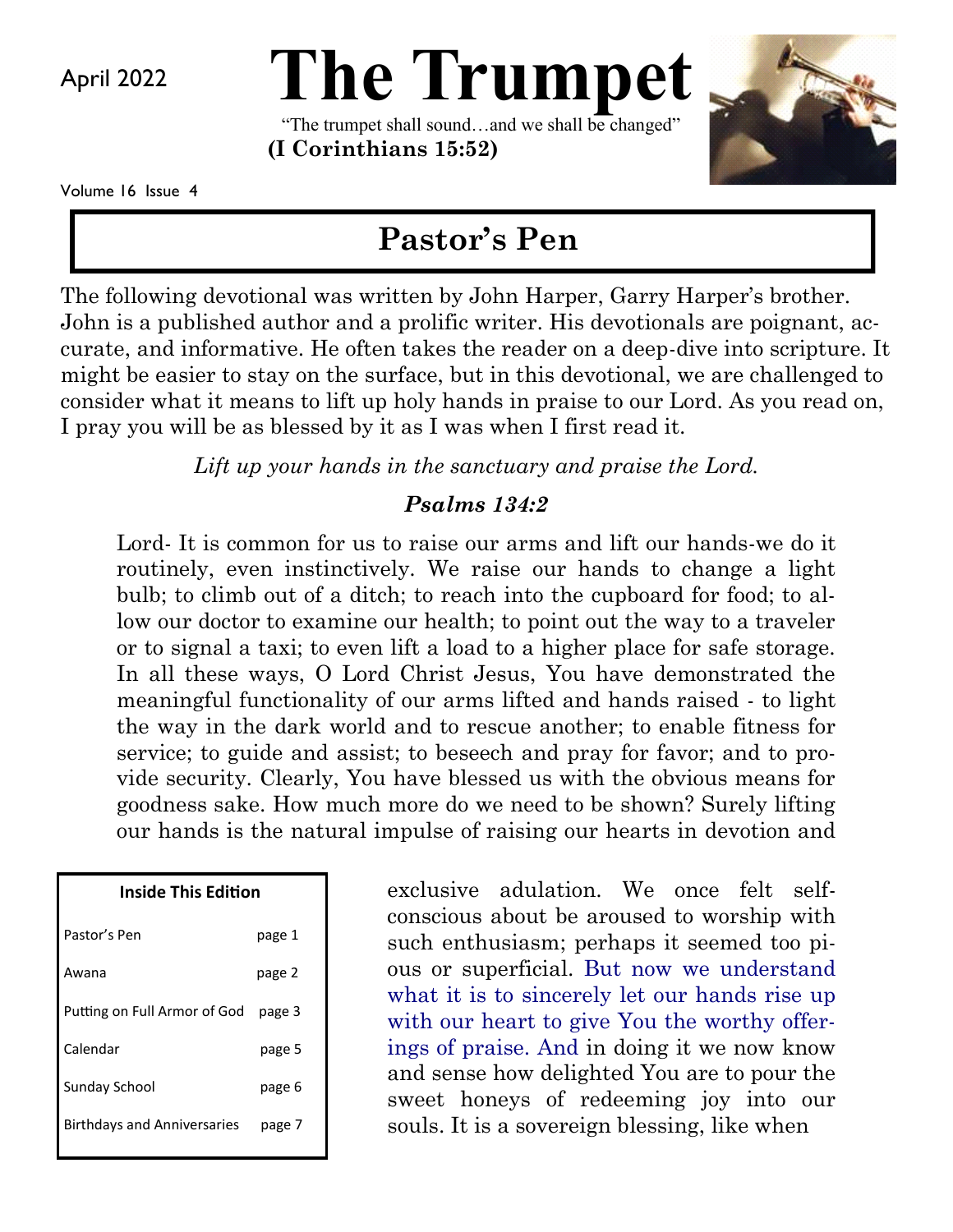April 2022

# The Trumpet

"The trumpet shall sound…and we shall be changed"
**(I Corinthians 15:52)**

Volume 16 Issue 4

## Pastor's Pen

The following devotional was written by John Harper, Garry Harper's brother. John is a published author and a prolific writer. His devotionals are poignant, accurate, and informative. He often takes the reader on a deep-dive into scripture. It might be easier to stay on the surface, but in this devotional, we are challenged to consider what it means to lift up holy hands in praise to our Lord. As you read on, I pray you will be as blessed by it as I was when I first read it.

*Lift up your hands in the sanctuary and praise the Lord.*

***Psalms 134:2***

Lord- It is common for us to raise our arms and lift our hands-we do it routinely, even instinctively. We raise our hands to change a light bulb; to climb out of a ditch; to reach into the cupboard for food; to allow our doctor to examine our health; to point out the way to a traveler or to signal a taxi; to even lift a load to a higher place for safe storage. In all these ways, O Lord Christ Jesus, You have demonstrated the meaningful functionality of our arms lifted and hands raised - to light the way in the dark world and to rescue another; to enable fitness for service; to guide and assist; to beseech and pray for favor; and to provide security. Clearly, You have blessed us with the obvious means for goodness sake. How much more do we need to be shown? Surely lifting our hands is the natural impulse of raising our hearts in devotion and exclusive adulation. We once felt self-conscious about be aroused to worship with such enthusiasm; perhaps it seemed too pious or superficial. But now we understand what it is to sincerely let our hands rise up with our heart to give You the worthy offerings of praise. And in doing it we now know and sense how delighted You are to pour the sweet honeys of redeeming joy into our souls. It is a sovereign blessing, like when

| Inside This Edition | |
|---|---|
| Pastor's Pen | page 1 |
| Awana | page 2 |
| Putting on Full Armor of God | page 3 |
| Calendar | page 5 |
| Sunday School | page 6 |
| Birthdays and Anniversaries | page 7 |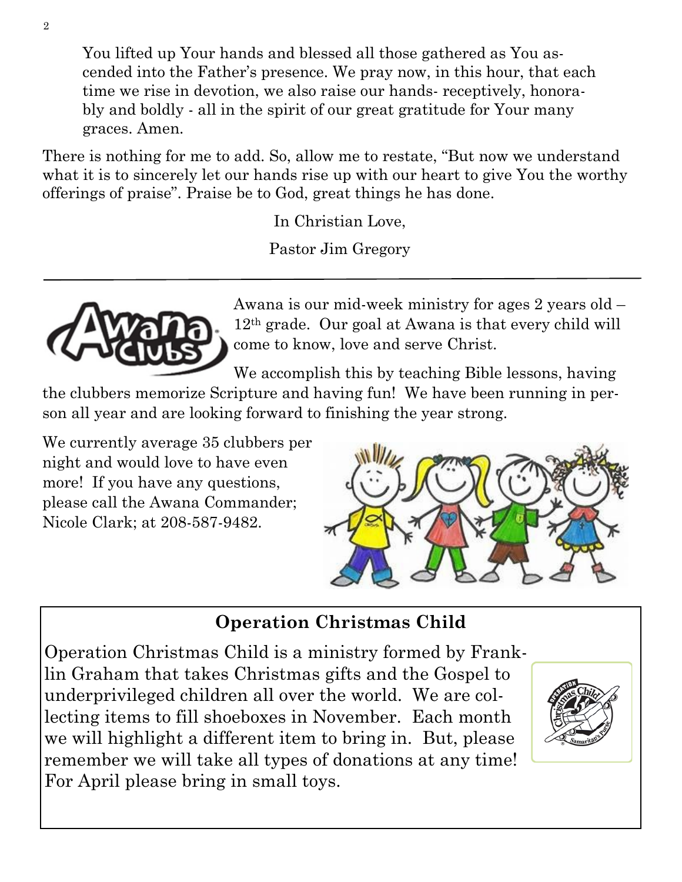> You lifted up Your hands and blessed all those gathered as You ascended into the Father's presence. We pray now, in this hour, that each time we rise in devotion, we also raise our hands- receptively, honorably and boldly - all in the spirit of our great gratitude for Your many graces. Amen.

There is nothing for me to add. So, allow me to restate, "But now we understand what it is to sincerely let our hands rise up with our heart to give You the worthy offerings of praise". Praise be to God, great things he has done.

In Christian Love,

Pastor Jim Gregory

---

Awana is our mid-week ministry for ages 2 years old – 12th grade. Our goal at Awana is that every child will come to know, love and serve Christ.

We accomplish this by teaching Bible lessons, having the clubbers memorize Scripture and having fun! We have been running in person all year and are looking forward to finishing the year strong.

We currently average 35 clubbers per night and would love to have even more! If you have any questions, please call the Awana Commander; Nicole Clark; at 208-587-9482.

## Operation Christmas Child

Operation Christmas Child is a ministry formed by Franklin Graham that takes Christmas gifts and the Gospel to underprivileged children all over the world. We are collecting items to fill shoeboxes in November. Each month we will highlight a different item to bring in. But, please remember we will take all types of donations at any time! For April please bring in small toys.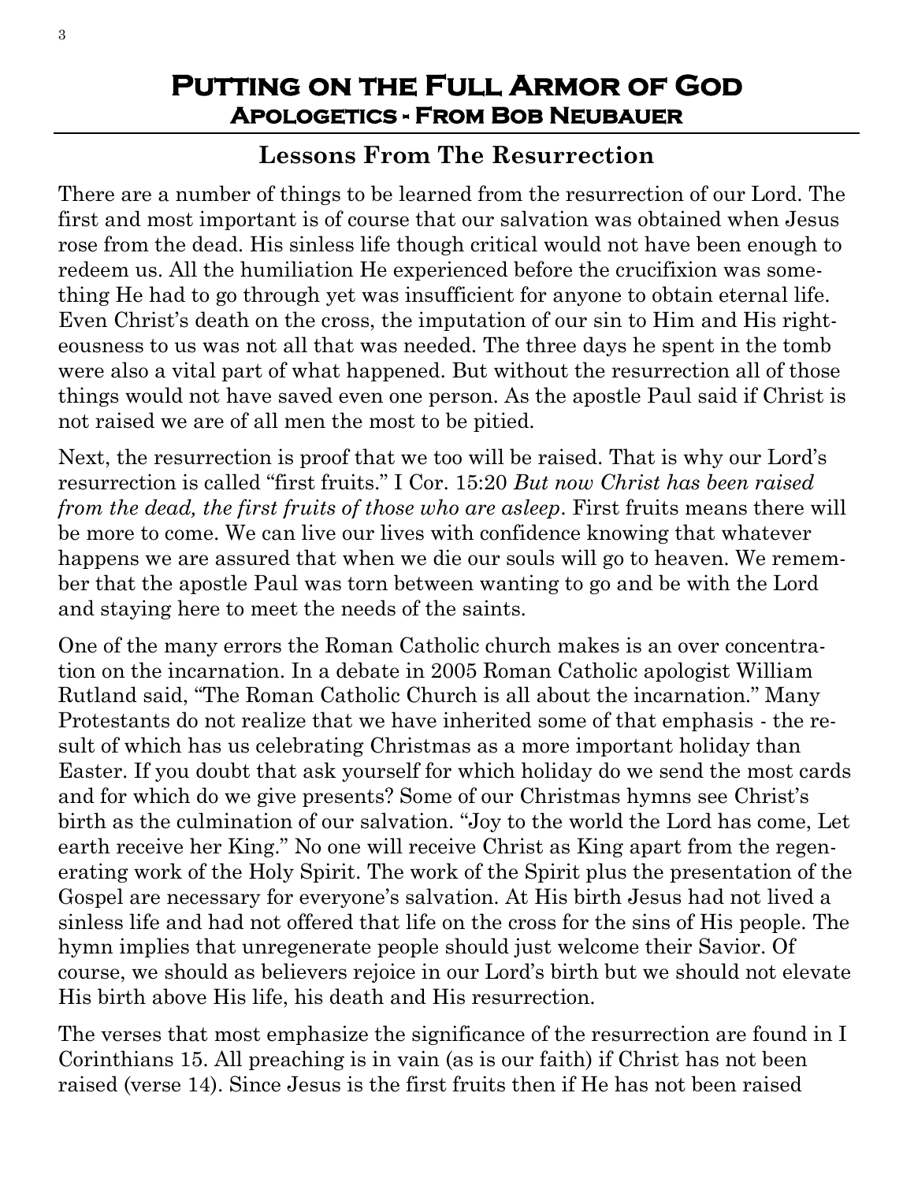# Putting on the Full Armor of God
## Apologetics - From Bob Neubauer

### Lessons From The Resurrection

There are a number of things to be learned from the resurrection of our Lord. The first and most important is of course that our salvation was obtained when Jesus rose from the dead. His sinless life though critical would not have been enough to redeem us. All the humiliation He experienced before the crucifixion was something He had to go through yet was insufficient for anyone to obtain eternal life. Even Christ's death on the cross, the imputation of our sin to Him and His righteousness to us was not all that was needed. The three days he spent in the tomb were also a vital part of what happened. But without the resurrection all of those things would not have saved even one person. As the apostle Paul said if Christ is not raised we are of all men the most to be pitied.

Next, the resurrection is proof that we too will be raised. That is why our Lord's resurrection is called "first fruits." I Cor. 15:20 *But now Christ has been raised from the dead, the first fruits of those who are asleep*. First fruits means there will be more to come. We can live our lives with confidence knowing that whatever happens we are assured that when we die our souls will go to heaven. We remember that the apostle Paul was torn between wanting to go and be with the Lord and staying here to meet the needs of the saints.

One of the many errors the Roman Catholic church makes is an over concentration on the incarnation. In a debate in 2005 Roman Catholic apologist William Rutland said, "The Roman Catholic Church is all about the incarnation." Many Protestants do not realize that we have inherited some of that emphasis - the result of which has us celebrating Christmas as a more important holiday than Easter. If you doubt that ask yourself for which holiday do we send the most cards and for which do we give presents? Some of our Christmas hymns see Christ's birth as the culmination of our salvation. "Joy to the world the Lord has come, Let earth receive her King." No one will receive Christ as King apart from the regenerating work of the Holy Spirit. The work of the Spirit plus the presentation of the Gospel are necessary for everyone's salvation. At His birth Jesus had not lived a sinless life and had not offered that life on the cross for the sins of His people. The hymn implies that unregenerate people should just welcome their Savior. Of course, we should as believers rejoice in our Lord's birth but we should not elevate His birth above His life, his death and His resurrection.

The verses that most emphasize the significance of the resurrection are found in I Corinthians 15. All preaching is in vain (as is our faith) if Christ has not been raised (verse 14). Since Jesus is the first fruits then if He has not been raised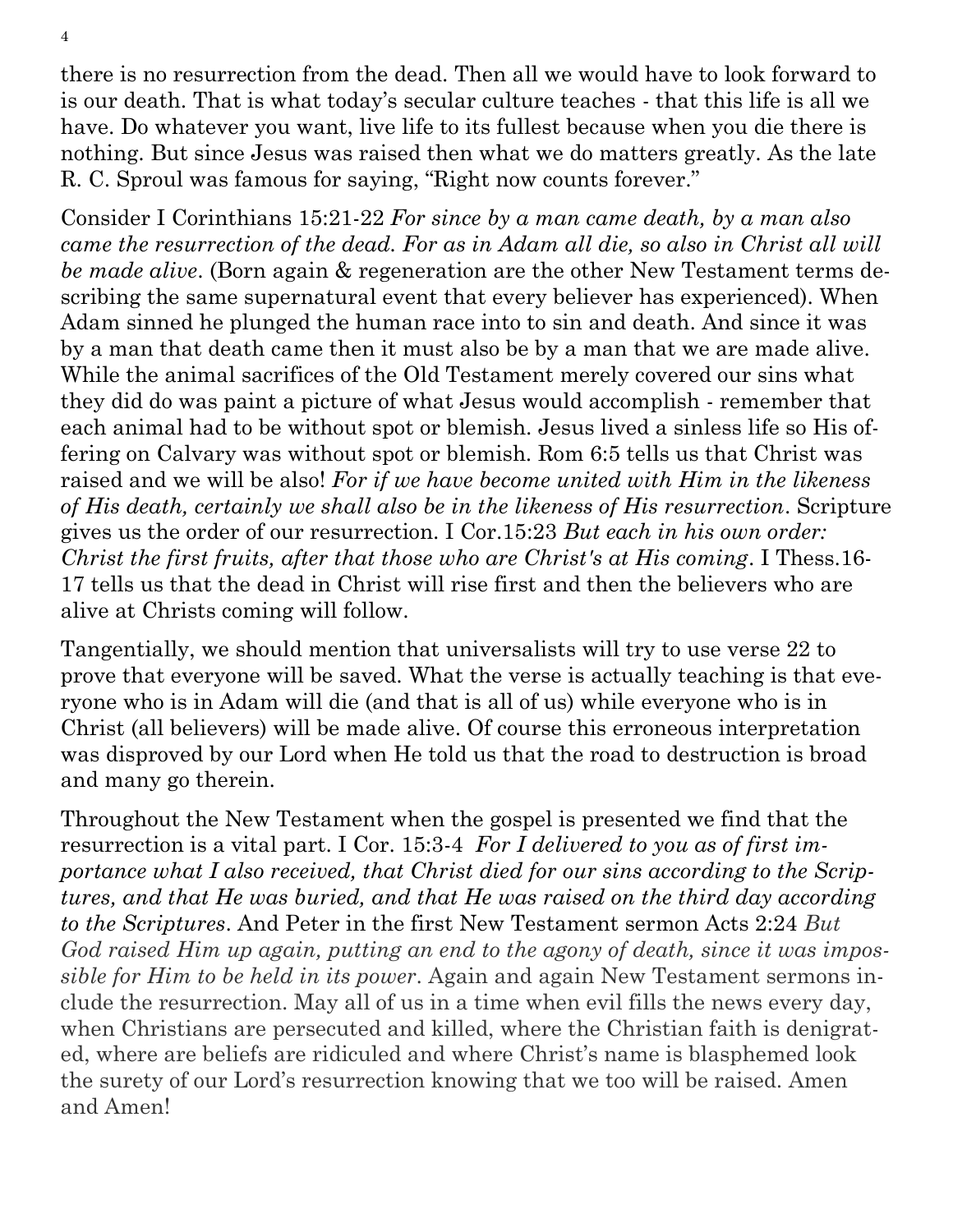there is no resurrection from the dead. Then all we would have to look forward to is our death. That is what today's secular culture teaches - that this life is all we have. Do whatever you want, live life to its fullest because when you die there is nothing. But since Jesus was raised then what we do matters greatly. As the late R. C. Sproul was famous for saying, "Right now counts forever."

Consider I Corinthians 15:21-22 *For since by a man came death, by a man also came the resurrection of the dead. For as in Adam all die, so also in Christ all will be made alive*. (Born again & regeneration are the other New Testament terms describing the same supernatural event that every believer has experienced). When Adam sinned he plunged the human race into to sin and death. And since it was by a man that death came then it must also be by a man that we are made alive. While the animal sacrifices of the Old Testament merely covered our sins what they did do was paint a picture of what Jesus would accomplish - remember that each animal had to be without spot or blemish. Jesus lived a sinless life so His offering on Calvary was without spot or blemish. Rom 6:5 tells us that Christ was raised and we will be also! *For if we have become united with Him in the likeness of His death, certainly we shall also be in the likeness of His resurrection*. Scripture gives us the order of our resurrection. I Cor.15:23 *But each in his own order: Christ the first fruits, after that those who are Christ's at His coming*. I Thess.16-17 tells us that the dead in Christ will rise first and then the believers who are alive at Christs coming will follow.

Tangentially, we should mention that universalists will try to use verse 22 to prove that everyone will be saved. What the verse is actually teaching is that everyone who is in Adam will die (and that is all of us) while everyone who is in Christ (all believers) will be made alive. Of course this erroneous interpretation was disproved by our Lord when He told us that the road to destruction is broad and many go therein.

Throughout the New Testament when the gospel is presented we find that the resurrection is a vital part. I Cor. 15:3-4 *For I delivered to you as of first importance what I also received, that Christ died for our sins according to the Scriptures, and that He was buried, and that He was raised on the third day according to the Scriptures*. And Peter in the first New Testament sermon Acts 2:24 *But God raised Him up again, putting an end to the agony of death, since it was impossible for Him to be held in its power*. Again and again New Testament sermons include the resurrection. May all of us in a time when evil fills the news every day, when Christians are persecuted and killed, where the Christian faith is denigrated, where are beliefs are ridiculed and where Christ's name is blasphemed look the surety of our Lord's resurrection knowing that we too will be raised. Amen and Amen!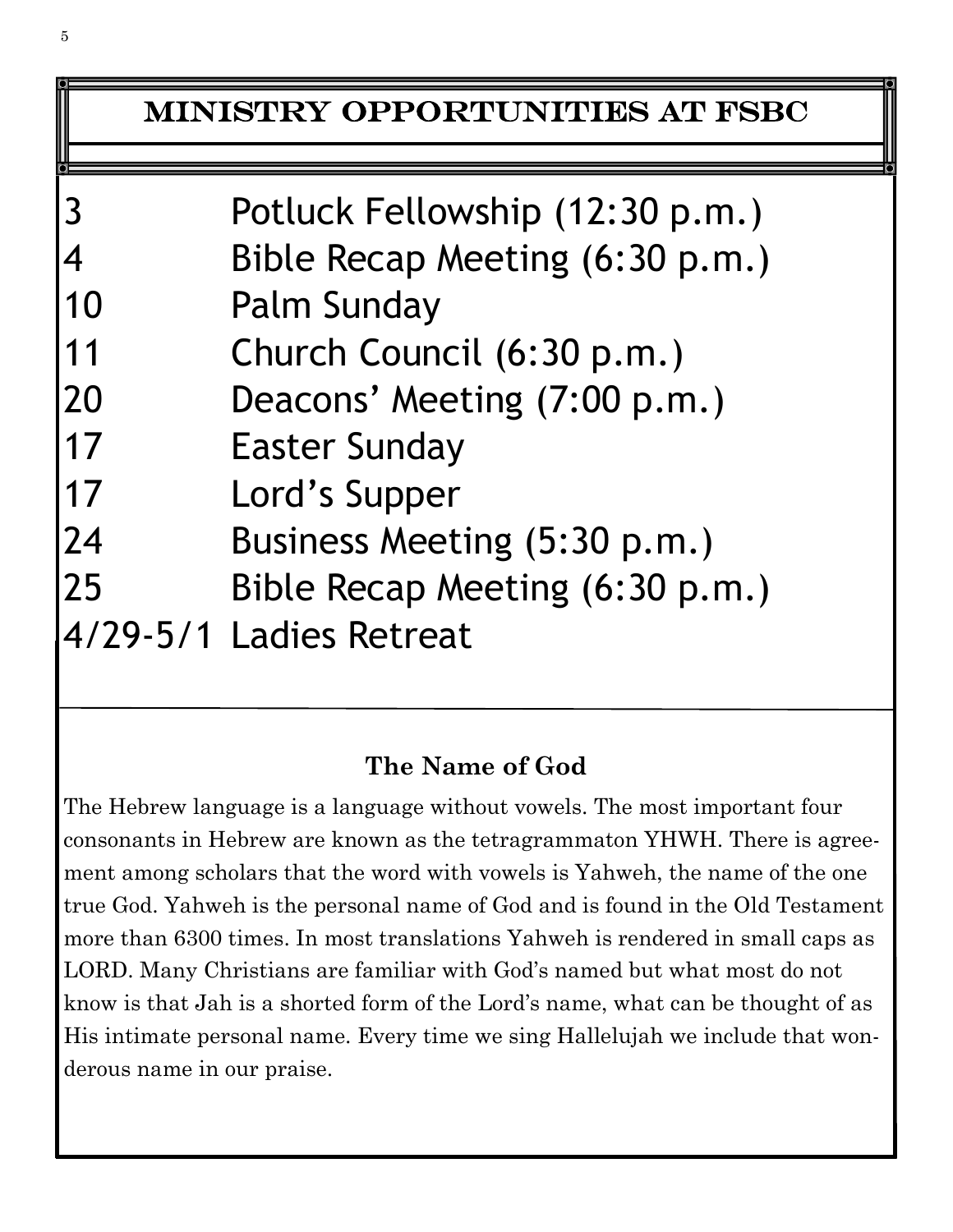## MINISTRY OPPORTUNITIES AT FSBC

| | |
|---|---|
| 3 | Potluck Fellowship (12:30 p.m.) |
| 4 | Bible Recap Meeting (6:30 p.m.) |
| 10 | Palm Sunday |
| 11 | Church Council (6:30 p.m.) |
| 20 | Deacons’ Meeting (7:00 p.m.) |
| 17 | Easter Sunday |
| 17 | Lord’s Supper |
| 24 | Business Meeting (5:30 p.m.) |
| 25 | Bible Recap Meeting (6:30 p.m.) |
| 4/29-5/1 | Ladies Retreat |

### The Name of God

The Hebrew language is a language without vowels. The most important four consonants in Hebrew are known as the tetragrammaton YHWH. There is agreement among scholars that the word with vowels is Yahweh, the name of the one true God. Yahweh is the personal name of God and is found in the Old Testament more than 6300 times. In most translations Yahweh is rendered in small caps as LORD. Many Christians are familiar with God’s named but what most do not know is that Jah is a shorted form of the Lord’s name, what can be thought of as His intimate personal name. Every time we sing Hallelujah we include that wonderous name in our praise.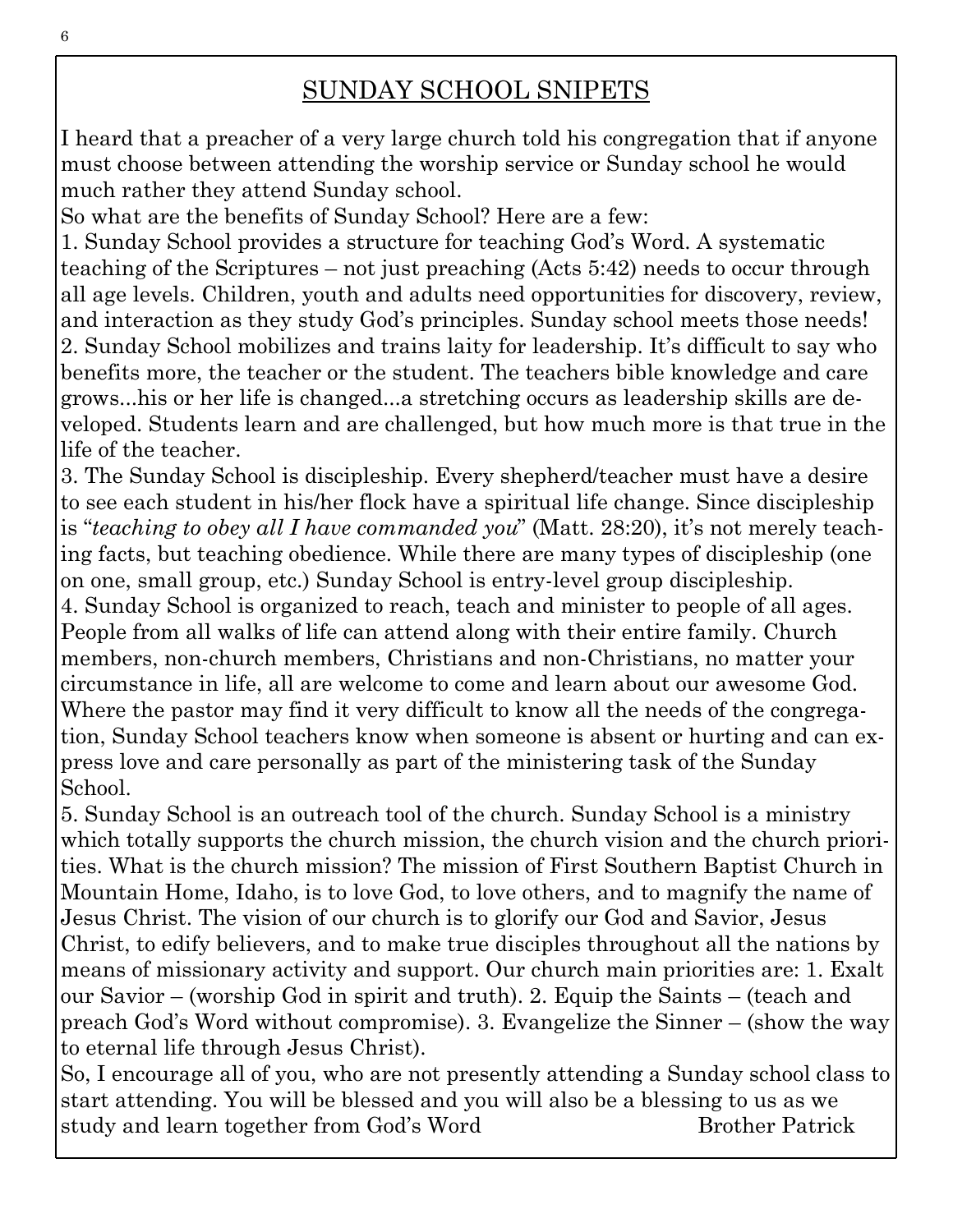## SUNDAY SCHOOL SNIPETS

I heard that a preacher of a very large church told his congregation that if anyone must choose between attending the worship service or Sunday school he would much rather they attend Sunday school.

So what are the benefits of Sunday School? Here are a few:

1. Sunday School provides a structure for teaching God's Word. A systematic teaching of the Scriptures – not just preaching (Acts 5:42) needs to occur through all age levels. Children, youth and adults need opportunities for discovery, review, and interaction as they study God's principles. Sunday school meets those needs!
2. Sunday School mobilizes and trains laity for leadership. It's difficult to say who benefits more, the teacher or the student. The teachers bible knowledge and care grows...his or her life is changed...a stretching occurs as leadership skills are developed. Students learn and are challenged, but how much more is that true in the life of the teacher.
3. The Sunday School is discipleship. Every shepherd/teacher must have a desire to see each student in his/her flock have a spiritual life change. Since discipleship is "*teaching to obey all I have commanded you*" (Matt. 28:20), it's not merely teaching facts, but teaching obedience. While there are many types of discipleship (one on one, small group, etc.) Sunday School is entry-level group discipleship.
4. Sunday School is organized to reach, teach and minister to people of all ages. People from all walks of life can attend along with their entire family. Church members, non-church members, Christians and non-Christians, no matter your circumstance in life, all are welcome to come and learn about our awesome God. Where the pastor may find it very difficult to know all the needs of the congregation, Sunday School teachers know when someone is absent or hurting and can express love and care personally as part of the ministering task of the Sunday School.
5. Sunday School is an outreach tool of the church. Sunday School is a ministry which totally supports the church mission, the church vision and the church priorities. What is the church mission? The mission of First Southern Baptist Church in Mountain Home, Idaho, is to love God, to love others, and to magnify the name of Jesus Christ. The vision of our church is to glorify our God and Savior, Jesus Christ, to edify believers, and to make true disciples throughout all the nations by means of missionary activity and support. Our church main priorities are: 1. Exalt our Savior – (worship God in spirit and truth). 2. Equip the Saints – (teach and preach God's Word without compromise). 3. Evangelize the Sinner – (show the way to eternal life through Jesus Christ).

So, I encourage all of you, who are not presently attending a Sunday school class to start attending. You will be blessed and you will also be a blessing to us as we study and learn together from God's Word

Brother Patrick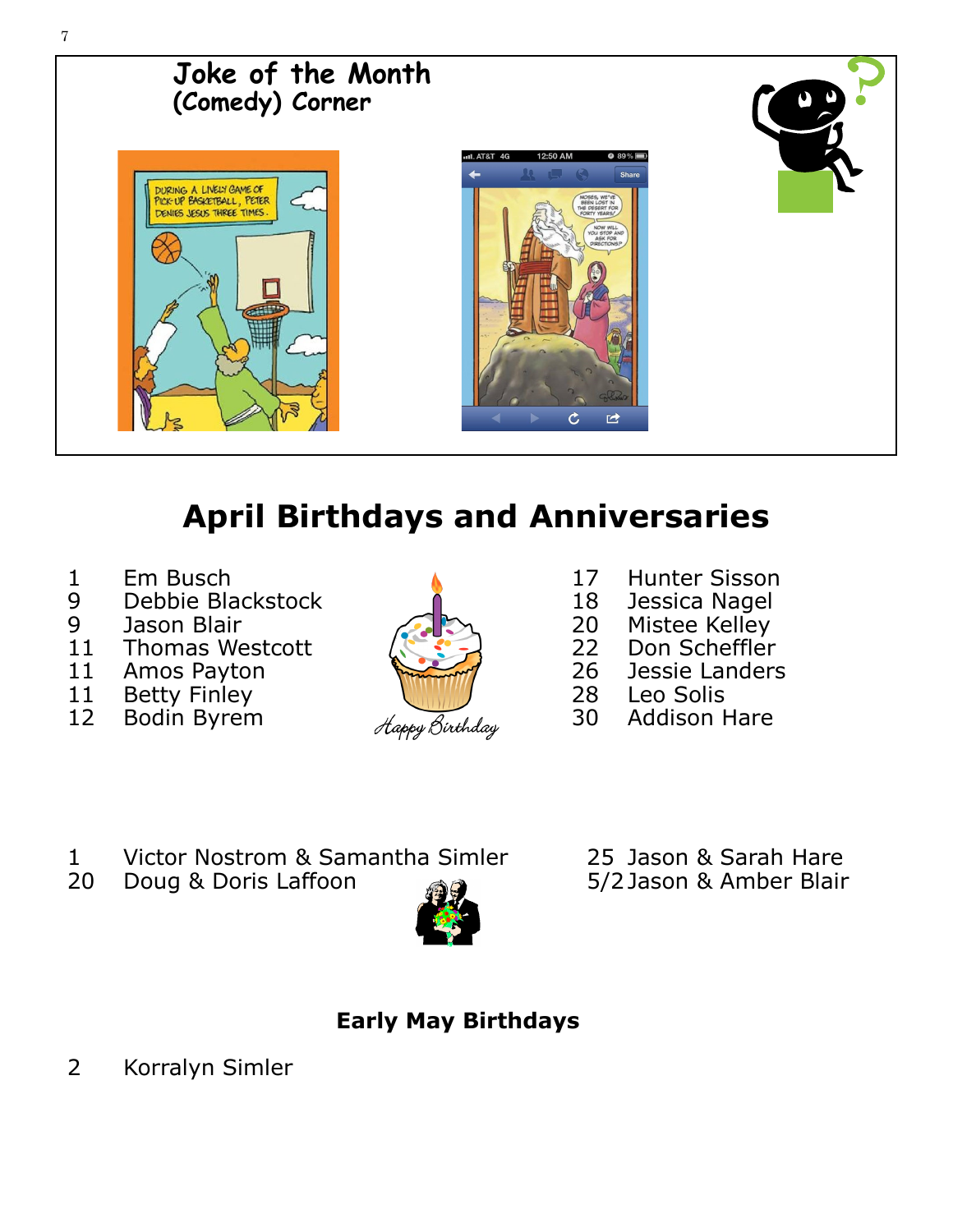## Joke of the Month
### (Comedy) Corner

DURING A LIVELY GAME OF PICK-UP BASKETBALL, PETER DENIES JESUS THREE TIMES.

MOSES, WE'VE BEEN LOST IN THE DESERT FOR FORTY YEARS!

NOW WILL YOU STOP AND ASK FOR DIRECTIONS?

# April Birthdays and Anniversaries

1 Em Busch
9 Debbie Blackstock
9 Jason Blair
11 Thomas Westcott
11 Amos Payton
11 Betty Finley
12 Bodin Byrem

17 Hunter Sisson
18 Jessica Nagel
20 Mistee Kelley
22 Don Scheffler
26 Jessie Landers
28 Leo Solis
30 Addison Hare

*Happy Birthday*

1 Victor Nostrom & Samantha Simler
20 Doug & Doris Laffoon

25 Jason & Sarah Hare
5/2 Jason & Amber Blair

**Early May Birthdays**

2 Korralyn Simler